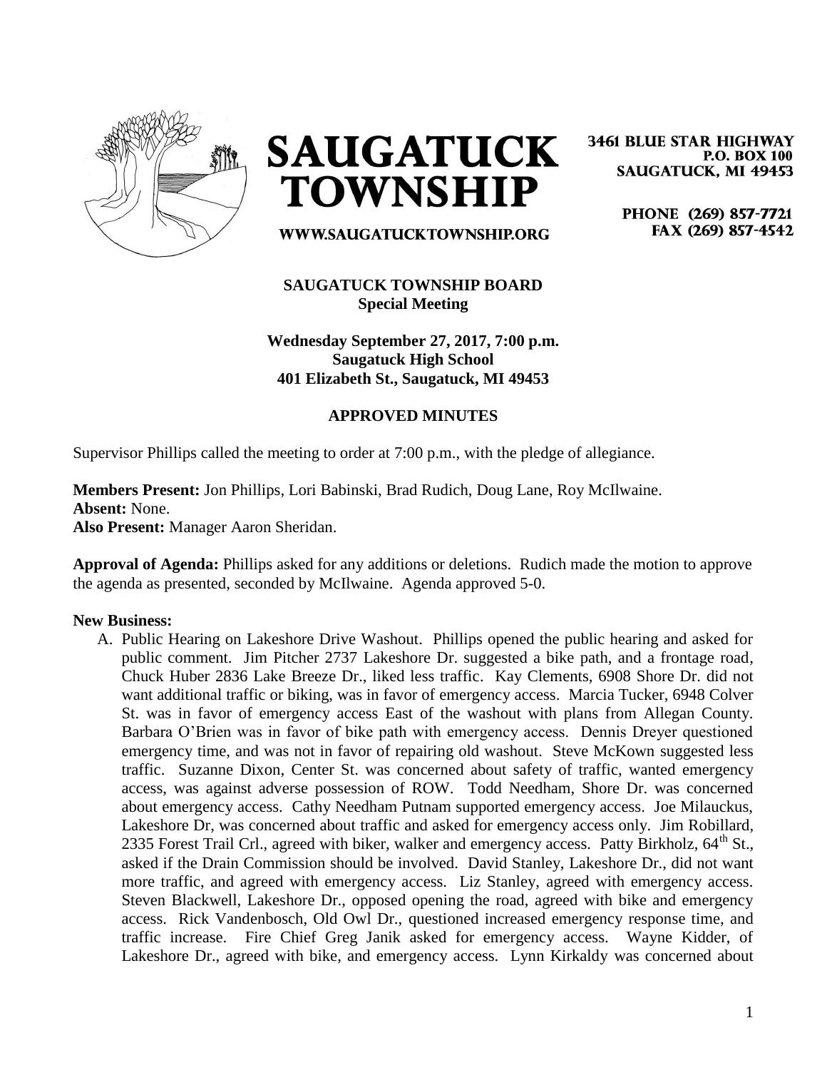# SAUGATUCK TOWNSHIP

3461 BLUE STAR HIGHWAY
P.O. BOX 100
SAUGATUCK, MI 49453

PHONE (269) 857-7721
FAX (269) 857-4542

WWW.SAUGATUCKTOWNSHIP.ORG

**SAUGATUCK TOWNSHIP BOARD**
**Special Meeting**

**Wednesday September 27, 2017, 7:00 p.m.**
**Saugatuck High School**
**401 Elizabeth St., Saugatuck, MI 49453**

**APPROVED MINUTES**

Supervisor Phillips called the meeting to order at 7:00 p.m., with the pledge of allegiance.

**Members Present:** Jon Phillips, Lori Babinski, Brad Rudich, Doug Lane, Roy McIlwaine.
**Absent:** None.
**Also Present:** Manager Aaron Sheridan.

**Approval of Agenda:** Phillips asked for any additions or deletions. Rudich made the motion to approve the agenda as presented, seconded by McIlwaine. Agenda approved 5-0.

**New Business:**

A. Public Hearing on Lakeshore Drive Washout. Phillips opened the public hearing and asked for public comment. Jim Pitcher 2737 Lakeshore Dr. suggested a bike path, and a frontage road, Chuck Huber 2836 Lake Breeze Dr., liked less traffic. Kay Clements, 6908 Shore Dr. did not want additional traffic or biking, was in favor of emergency access. Marcia Tucker, 6948 Colver St. was in favor of emergency access East of the washout with plans from Allegan County. Barbara O'Brien was in favor of bike path with emergency access. Dennis Dreyer questioned emergency time, and was not in favor of repairing old washout. Steve McKown suggested less traffic. Suzanne Dixon, Center St. was concerned about safety of traffic, wanted emergency access, was against adverse possession of ROW. Todd Needham, Shore Dr. was concerned about emergency access. Cathy Needham Putnam supported emergency access. Joe Milauckus, Lakeshore Dr, was concerned about traffic and asked for emergency access only. Jim Robillard, 2335 Forest Trail Crl., agreed with biker, walker and emergency access. Patty Birkholz, 64th St., asked if the Drain Commission should be involved. David Stanley, Lakeshore Dr., did not want more traffic, and agreed with emergency access. Liz Stanley, agreed with emergency access. Steven Blackwell, Lakeshore Dr., opposed opening the road, agreed with bike and emergency access. Rick Vandenbosch, Old Owl Dr., questioned increased emergency response time, and traffic increase. Fire Chief Greg Janik asked for emergency access. Wayne Kidder, of Lakeshore Dr., agreed with bike, and emergency access. Lynn Kirkaldy was concerned about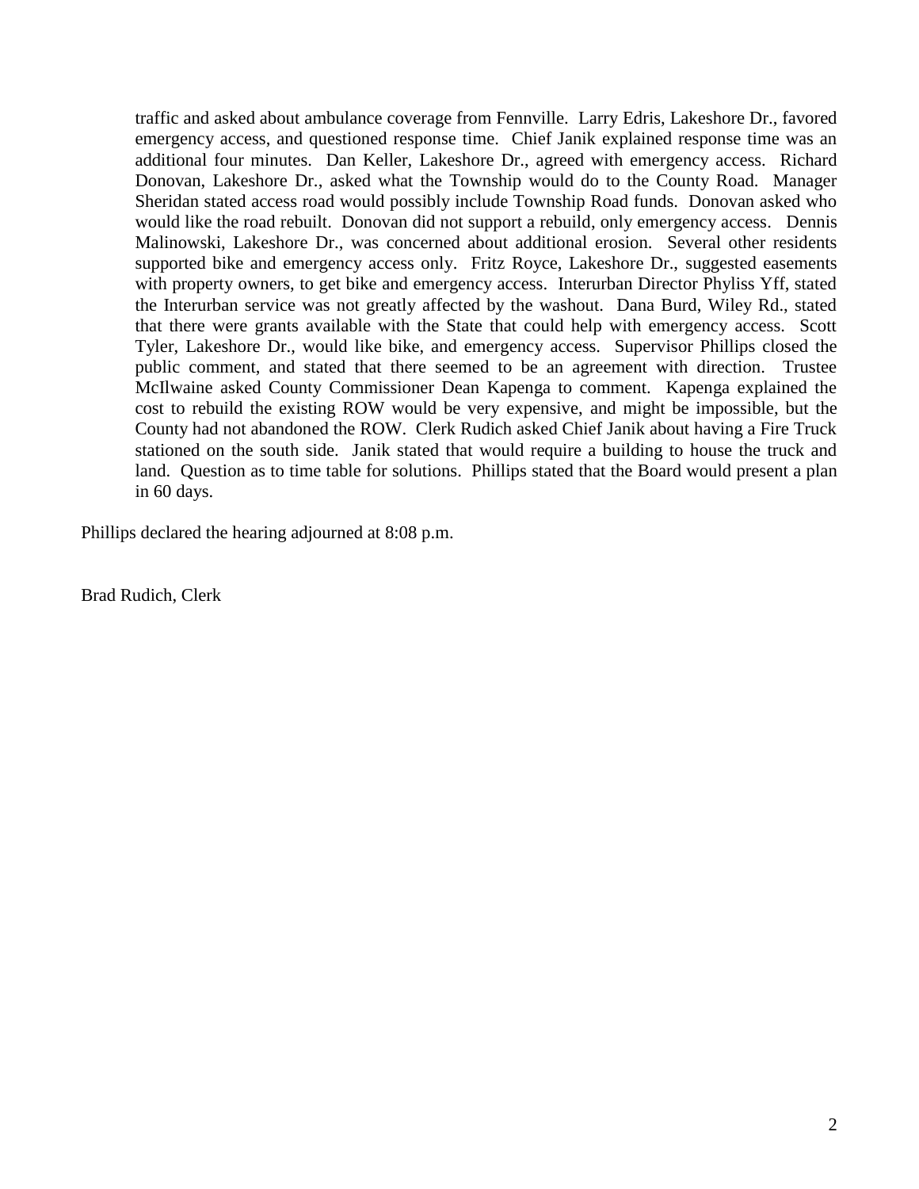traffic and asked about ambulance coverage from Fennville. Larry Edris, Lakeshore Dr., favored emergency access, and questioned response time. Chief Janik explained response time was an additional four minutes. Dan Keller, Lakeshore Dr., agreed with emergency access. Richard Donovan, Lakeshore Dr., asked what the Township would do to the County Road. Manager Sheridan stated access road would possibly include Township Road funds. Donovan asked who would like the road rebuilt. Donovan did not support a rebuild, only emergency access. Dennis Malinowski, Lakeshore Dr., was concerned about additional erosion. Several other residents supported bike and emergency access only. Fritz Royce, Lakeshore Dr., suggested easements with property owners, to get bike and emergency access. Interurban Director Phyliss Yff, stated the Interurban service was not greatly affected by the washout. Dana Burd, Wiley Rd., stated that there were grants available with the State that could help with emergency access. Scott Tyler, Lakeshore Dr., would like bike, and emergency access. Supervisor Phillips closed the public comment, and stated that there seemed to be an agreement with direction. Trustee McIlwaine asked County Commissioner Dean Kapenga to comment. Kapenga explained the cost to rebuild the existing ROW would be very expensive, and might be impossible, but the County had not abandoned the ROW. Clerk Rudich asked Chief Janik about having a Fire Truck stationed on the south side. Janik stated that would require a building to house the truck and land. Question as to time table for solutions. Phillips stated that the Board would present a plan in 60 days.

Phillips declared the hearing adjourned at 8:08 p.m.

Brad Rudich, Clerk